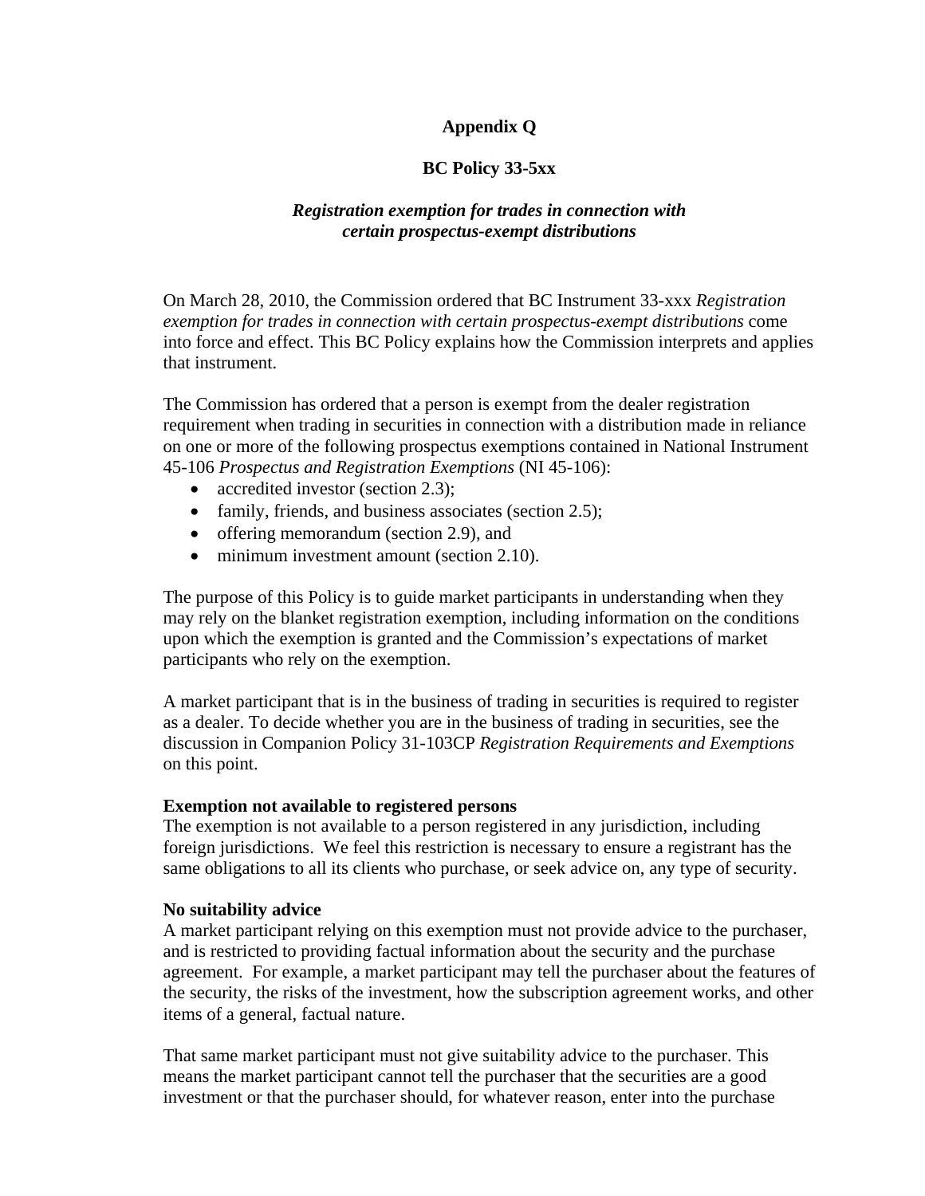# Appendix Q

## BC Policy 33-5xx

### *Registration exemption for trades in connection with certain prospectus-exempt distributions*

On March 28, 2010, the Commission ordered that BC Instrument 33-xxx *Registration exemption for trades in connection with certain prospectus-exempt distributions* come into force and effect. This BC Policy explains how the Commission interprets and applies that instrument.

The Commission has ordered that a person is exempt from the dealer registration requirement when trading in securities in connection with a distribution made in reliance on one or more of the following prospectus exemptions contained in National Instrument 45-106 *Prospectus and Registration Exemptions* (NI 45-106):

- accredited investor (section 2.3);
- family, friends, and business associates (section 2.5);
- offering memorandum (section 2.9), and
- minimum investment amount (section 2.10).

The purpose of this Policy is to guide market participants in understanding when they may rely on the blanket registration exemption, including information on the conditions upon which the exemption is granted and the Commission's expectations of market participants who rely on the exemption.

A market participant that is in the business of trading in securities is required to register as a dealer. To decide whether you are in the business of trading in securities, see the discussion in Companion Policy 31-103CP *Registration Requirements and Exemptions* on this point.

**Exemption not available to registered persons**
The exemption is not available to a person registered in any jurisdiction, including foreign jurisdictions. We feel this restriction is necessary to ensure a registrant has the same obligations to all its clients who purchase, or seek advice on, any type of security.

**No suitability advice**
A market participant relying on this exemption must not provide advice to the purchaser, and is restricted to providing factual information about the security and the purchase agreement. For example, a market participant may tell the purchaser about the features of the security, the risks of the investment, how the subscription agreement works, and other items of a general, factual nature.

That same market participant must not give suitability advice to the purchaser. This means the market participant cannot tell the purchaser that the securities are a good investment or that the purchaser should, for whatever reason, enter into the purchase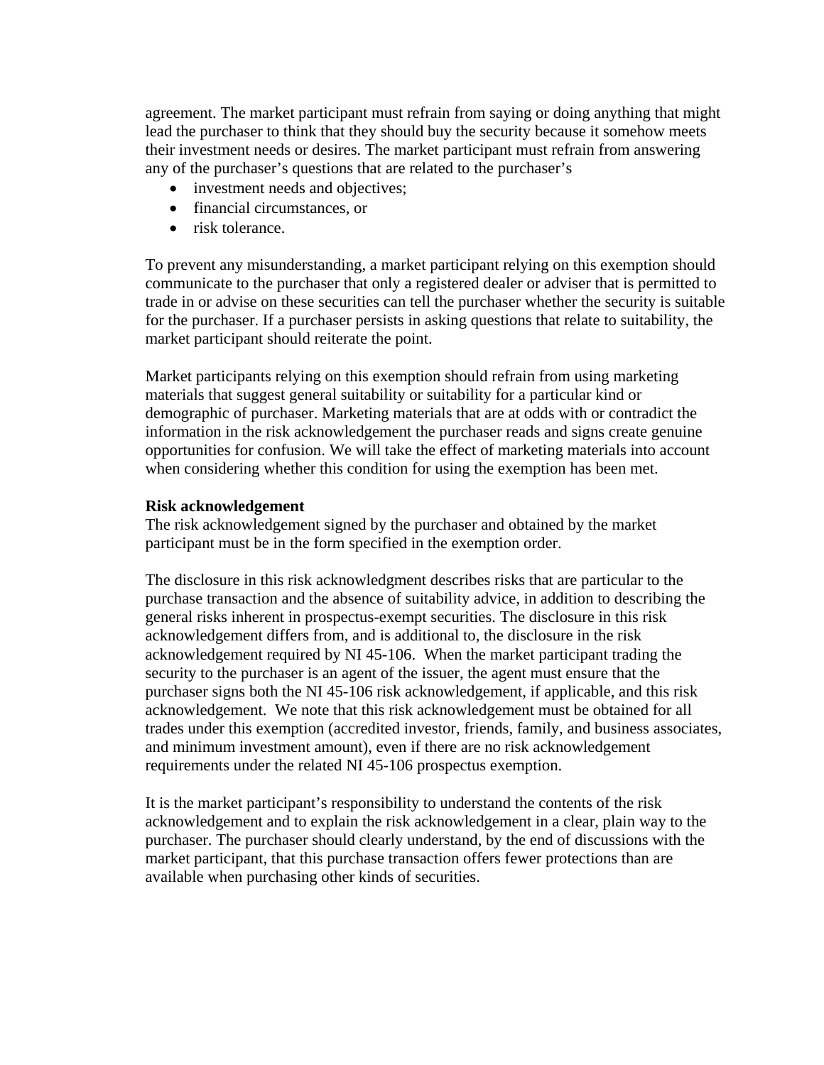agreement. The market participant must refrain from saying or doing anything that might lead the purchaser to think that they should buy the security because it somehow meets their investment needs or desires. The market participant must refrain from answering any of the purchaser's questions that are related to the purchaser's

- investment needs and objectives;
- financial circumstances, or
- risk tolerance.

To prevent any misunderstanding, a market participant relying on this exemption should communicate to the purchaser that only a registered dealer or adviser that is permitted to trade in or advise on these securities can tell the purchaser whether the security is suitable for the purchaser. If a purchaser persists in asking questions that relate to suitability, the market participant should reiterate the point.

Market participants relying on this exemption should refrain from using marketing materials that suggest general suitability or suitability for a particular kind or demographic of purchaser. Marketing materials that are at odds with or contradict the information in the risk acknowledgement the purchaser reads and signs create genuine opportunities for confusion. We will take the effect of marketing materials into account when considering whether this condition for using the exemption has been met.

**Risk acknowledgement**

The risk acknowledgement signed by the purchaser and obtained by the market participant must be in the form specified in the exemption order.

The disclosure in this risk acknowledgment describes risks that are particular to the purchase transaction and the absence of suitability advice, in addition to describing the general risks inherent in prospectus-exempt securities. The disclosure in this risk acknowledgement differs from, and is additional to, the disclosure in the risk acknowledgement required by NI 45-106. When the market participant trading the security to the purchaser is an agent of the issuer, the agent must ensure that the purchaser signs both the NI 45-106 risk acknowledgement, if applicable, and this risk acknowledgement. We note that this risk acknowledgement must be obtained for all trades under this exemption (accredited investor, friends, family, and business associates, and minimum investment amount), even if there are no risk acknowledgement requirements under the related NI 45-106 prospectus exemption.

It is the market participant's responsibility to understand the contents of the risk acknowledgement and to explain the risk acknowledgement in a clear, plain way to the purchaser. The purchaser should clearly understand, by the end of discussions with the market participant, that this purchase transaction offers fewer protections than are available when purchasing other kinds of securities.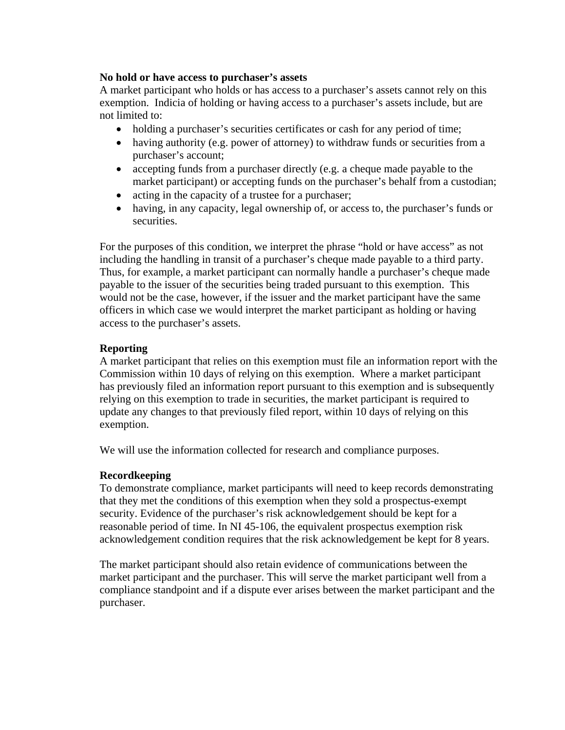**No hold or have access to purchaser's assets**
A market participant who holds or has access to a purchaser's assets cannot rely on this exemption. Indicia of holding or having access to a purchaser's assets include, but are not limited to:

- holding a purchaser's securities certificates or cash for any period of time;
- having authority (e.g. power of attorney) to withdraw funds or securities from a purchaser's account;
- accepting funds from a purchaser directly (e.g. a cheque made payable to the market participant) or accepting funds on the purchaser's behalf from a custodian;
- acting in the capacity of a trustee for a purchaser;
- having, in any capacity, legal ownership of, or access to, the purchaser's funds or securities.

For the purposes of this condition, we interpret the phrase "hold or have access" as not including the handling in transit of a purchaser's cheque made payable to a third party. Thus, for example, a market participant can normally handle a purchaser's cheque made payable to the issuer of the securities being traded pursuant to this exemption. This would not be the case, however, if the issuer and the market participant have the same officers in which case we would interpret the market participant as holding or having access to the purchaser's assets.

**Reporting**
A market participant that relies on this exemption must file an information report with the Commission within 10 days of relying on this exemption. Where a market participant has previously filed an information report pursuant to this exemption and is subsequently relying on this exemption to trade in securities, the market participant is required to update any changes to that previously filed report, within 10 days of relying on this exemption.

We will use the information collected for research and compliance purposes.

**Recordkeeping**
To demonstrate compliance, market participants will need to keep records demonstrating that they met the conditions of this exemption when they sold a prospectus-exempt security. Evidence of the purchaser's risk acknowledgement should be kept for a reasonable period of time. In NI 45-106, the equivalent prospectus exemption risk acknowledgement condition requires that the risk acknowledgement be kept for 8 years.

The market participant should also retain evidence of communications between the market participant and the purchaser. This will serve the market participant well from a compliance standpoint and if a dispute ever arises between the market participant and the purchaser.